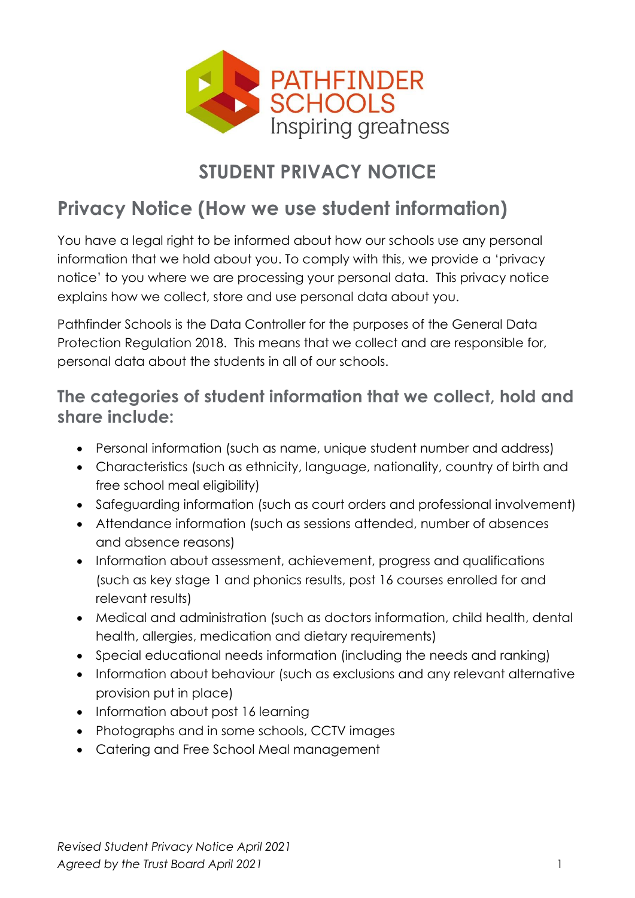PATHFINDER SCHOOLS
Inspiring greatness

# STUDENT PRIVACY NOTICE

## Privacy Notice (How we use student information)

You have a legal right to be informed about how our schools use any personal information that we hold about you. To comply with this, we provide a 'privacy notice' to you where we are processing your personal data. This privacy notice explains how we collect, store and use personal data about you.

Pathfinder Schools is the Data Controller for the purposes of the General Data Protection Regulation 2018. This means that we collect and are responsible for, personal data about the students in all of our schools.

### The categories of student information that we collect, hold and share include:

- Personal information (such as name, unique student number and address)
- Characteristics (such as ethnicity, language, nationality, country of birth and free school meal eligibility)
- Safeguarding information (such as court orders and professional involvement)
- Attendance information (such as sessions attended, number of absences and absence reasons)
- Information about assessment, achievement, progress and qualifications (such as key stage 1 and phonics results, post 16 courses enrolled for and relevant results)
- Medical and administration (such as doctors information, child health, dental health, allergies, medication and dietary requirements)
- Special educational needs information (including the needs and ranking)
- Information about behaviour (such as exclusions and any relevant alternative provision put in place)
- Information about post 16 learning
- Photographs and in some schools, CCTV images
- Catering and Free School Meal management

*Revised Student Privacy Notice April 2021*
*Agreed by the Trust Board April 2021*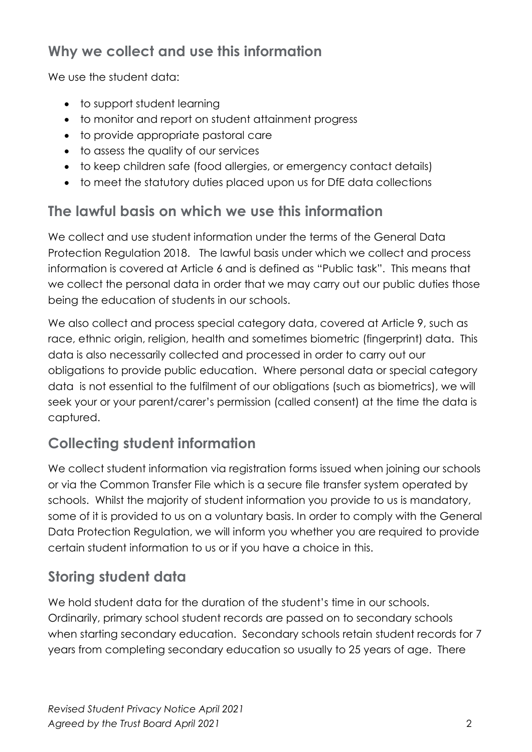## Why we collect and use this information

We use the student data:

- to support student learning
- to monitor and report on student attainment progress
- to provide appropriate pastoral care
- to assess the quality of our services
- to keep children safe (food allergies, or emergency contact details)
- to meet the statutory duties placed upon us for DfE data collections

## The lawful basis on which we use this information

We collect and use student information under the terms of the General Data Protection Regulation 2018. The lawful basis under which we collect and process information is covered at Article 6 and is defined as "Public task". This means that we collect the personal data in order that we may carry out our public duties those being the education of students in our schools.

We also collect and process special category data, covered at Article 9, such as race, ethnic origin, religion, health and sometimes biometric (fingerprint) data. This data is also necessarily collected and processed in order to carry out our obligations to provide public education. Where personal data or special category data is not essential to the fulfilment of our obligations (such as biometrics), we will seek your or your parent/carer's permission (called consent) at the time the data is captured.

## Collecting student information

We collect student information via registration forms issued when joining our schools or via the Common Transfer File which is a secure file transfer system operated by schools. Whilst the majority of student information you provide to us is mandatory, some of it is provided to us on a voluntary basis. In order to comply with the General Data Protection Regulation, we will inform you whether you are required to provide certain student information to us or if you have a choice in this.

## Storing student data

We hold student data for the duration of the student's time in our schools. Ordinarily, primary school student records are passed on to secondary schools when starting secondary education. Secondary schools retain student records for 7 years from completing secondary education so usually to 25 years of age. There

*Revised Student Privacy Notice April 2021*
*Agreed by the Trust Board April 2021*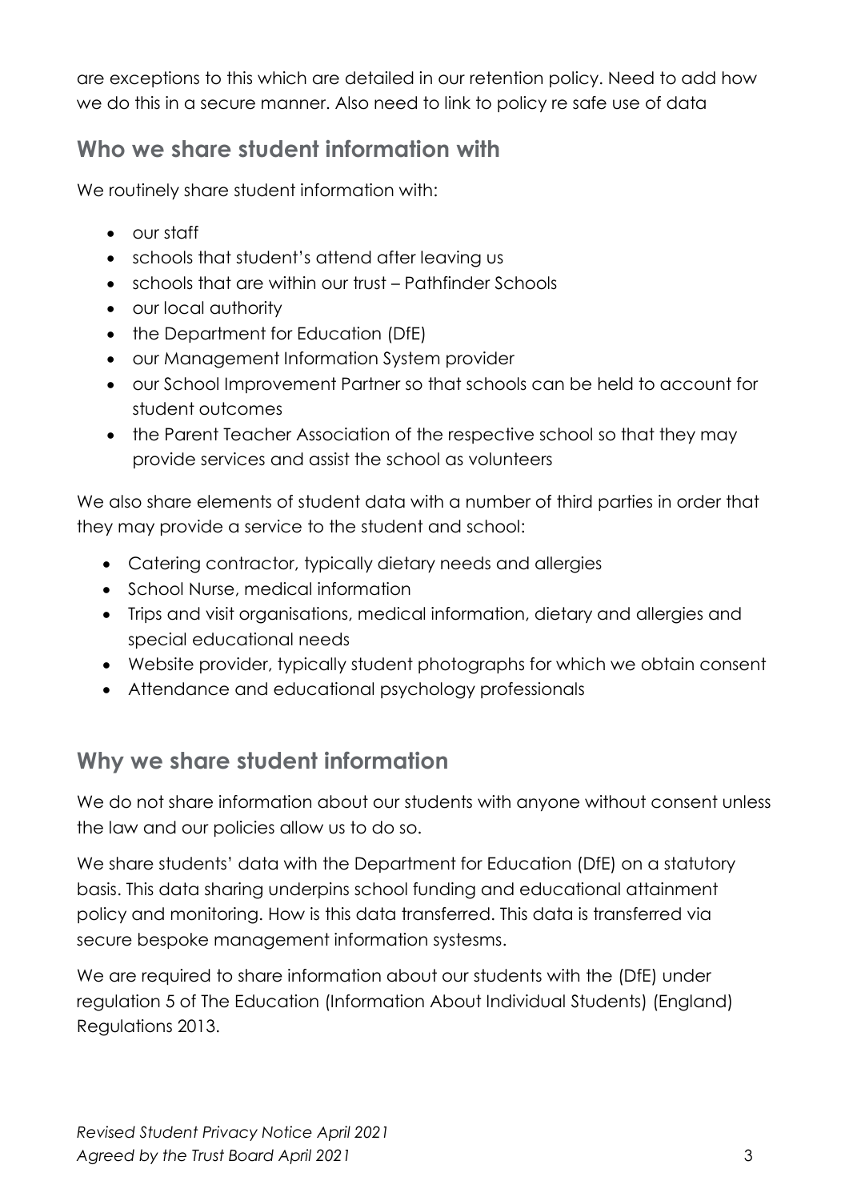are exceptions to this which are detailed in our retention policy. Need to add how we do this in a secure manner. Also need to link to policy re safe use of data

## Who we share student information with

We routinely share student information with:

- our staff
- schools that student's attend after leaving us
- schools that are within our trust – Pathfinder Schools
- our local authority
- the Department for Education (DfE)
- our Management Information System provider
- our School Improvement Partner so that schools can be held to account for student outcomes
- the Parent Teacher Association of the respective school so that they may provide services and assist the school as volunteers

We also share elements of student data with a number of third parties in order that they may provide a service to the student and school:

- Catering contractor, typically dietary needs and allergies
- School Nurse, medical information
- Trips and visit organisations, medical information, dietary and allergies and special educational needs
- Website provider, typically student photographs for which we obtain consent
- Attendance and educational psychology professionals

## Why we share student information

We do not share information about our students with anyone without consent unless the law and our policies allow us to do so.

We share students' data with the Department for Education (DfE) on a statutory basis. This data sharing underpins school funding and educational attainment policy and monitoring. How is this data transferred. This data is transferred via secure bespoke management information systesms.

We are required to share information about our students with the (DfE) under regulation 5 of The Education (Information About Individual Students) (England) Regulations 2013.

*Revised Student Privacy Notice April 2021*
*Agreed by the Trust Board April 2021*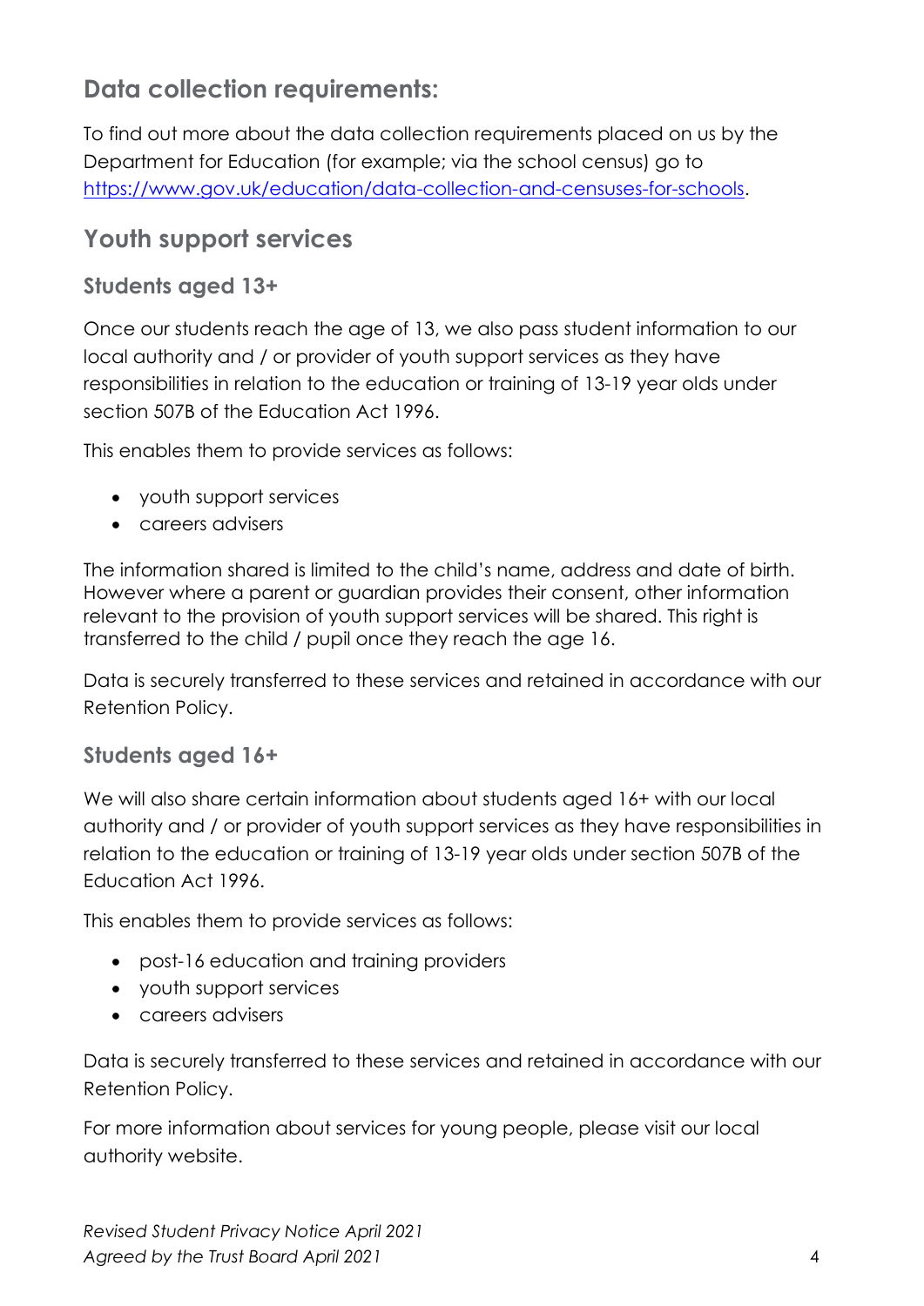## Data collection requirements:

To find out more about the data collection requirements placed on us by the Department for Education (for example; via the school census) go to [https://www.gov.uk/education/data-collection-and-censuses-for-schools](https://www.gov.uk/education/data-collection-and-censuses-for-schools).

## Youth support services

### Students aged 13+

Once our students reach the age of 13, we also pass student information to our local authority and / or provider of youth support services as they have responsibilities in relation to the education or training of 13-19 year olds under section 507B of the Education Act 1996.

This enables them to provide services as follows:

- youth support services
- careers advisers

The information shared is limited to the child's name, address and date of birth. However where a parent or guardian provides their consent, other information relevant to the provision of youth support services will be shared. This right is transferred to the child / pupil once they reach the age 16.

Data is securely transferred to these services and retained in accordance with our Retention Policy.

### Students aged 16+

We will also share certain information about students aged 16+ with our local authority and / or provider of youth support services as they have responsibilities in relation to the education or training of 13-19 year olds under section 507B of the Education Act 1996.

This enables them to provide services as follows:

- post-16 education and training providers
- youth support services
- careers advisers

Data is securely transferred to these services and retained in accordance with our Retention Policy.

For more information about services for young people, please visit our local authority website.

*Revised Student Privacy Notice April 2021*
*Agreed by the Trust Board April 2021*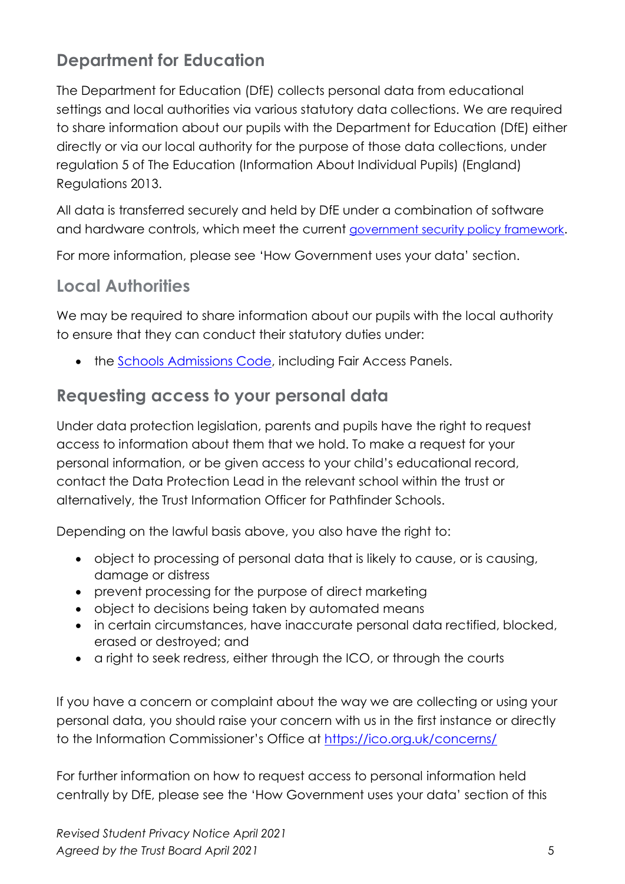## Department for Education

The Department for Education (DfE) collects personal data from educational settings and local authorities via various statutory data collections. We are required to share information about our pupils with the Department for Education (DfE) either directly or via our local authority for the purpose of those data collections, under regulation 5 of The Education (Information About Individual Pupils) (England) Regulations 2013.

All data is transferred securely and held by DfE under a combination of software and hardware controls, which meet the current government security policy framework.

For more information, please see 'How Government uses your data' section.

## Local Authorities

We may be required to share information about our pupils with the local authority to ensure that they can conduct their statutory duties under:

- the Schools Admissions Code, including Fair Access Panels.

## Requesting access to your personal data

Under data protection legislation, parents and pupils have the right to request access to information about them that we hold. To make a request for your personal information, or be given access to your child's educational record, contact the Data Protection Lead in the relevant school within the trust or alternatively, the Trust Information Officer for Pathfinder Schools.

Depending on the lawful basis above, you also have the right to:

- object to processing of personal data that is likely to cause, or is causing, damage or distress
- prevent processing for the purpose of direct marketing
- object to decisions being taken by automated means
- in certain circumstances, have inaccurate personal data rectified, blocked, erased or destroyed; and
- a right to seek redress, either through the ICO, or through the courts

If you have a concern or complaint about the way we are collecting or using your personal data, you should raise your concern with us in the first instance or directly to the Information Commissioner's Office at https://ico.org.uk/concerns/

For further information on how to request access to personal information held centrally by DfE, please see the 'How Government uses your data' section of this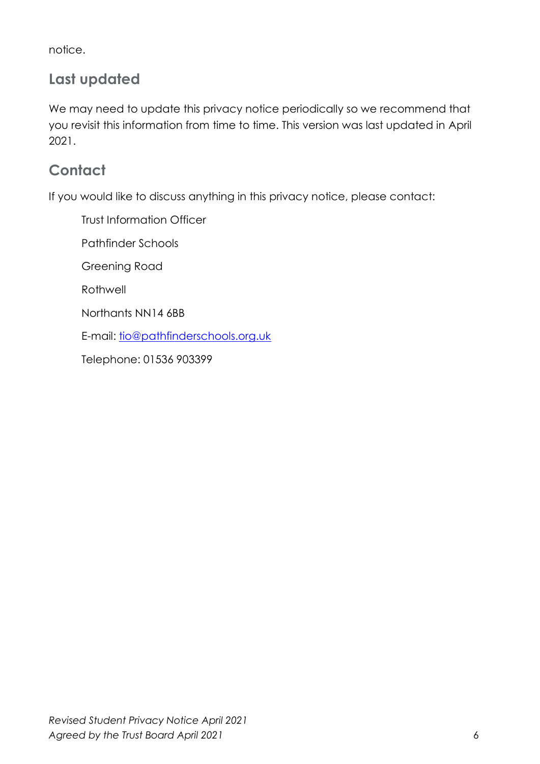notice.

## Last updated

We may need to update this privacy notice periodically so we recommend that you revisit this information from time to time. This version was last updated in April 2021.

## Contact

If you would like to discuss anything in this privacy notice, please contact:

Trust Information Officer

Pathfinder Schools

Greening Road

Rothwell

Northants NN14 6BB

E-mail: tio@pathfinderschools.org.uk

Telephone: 01536 903399

*Revised Student Privacy Notice April 2021*
*Agreed by the Trust Board April 2021*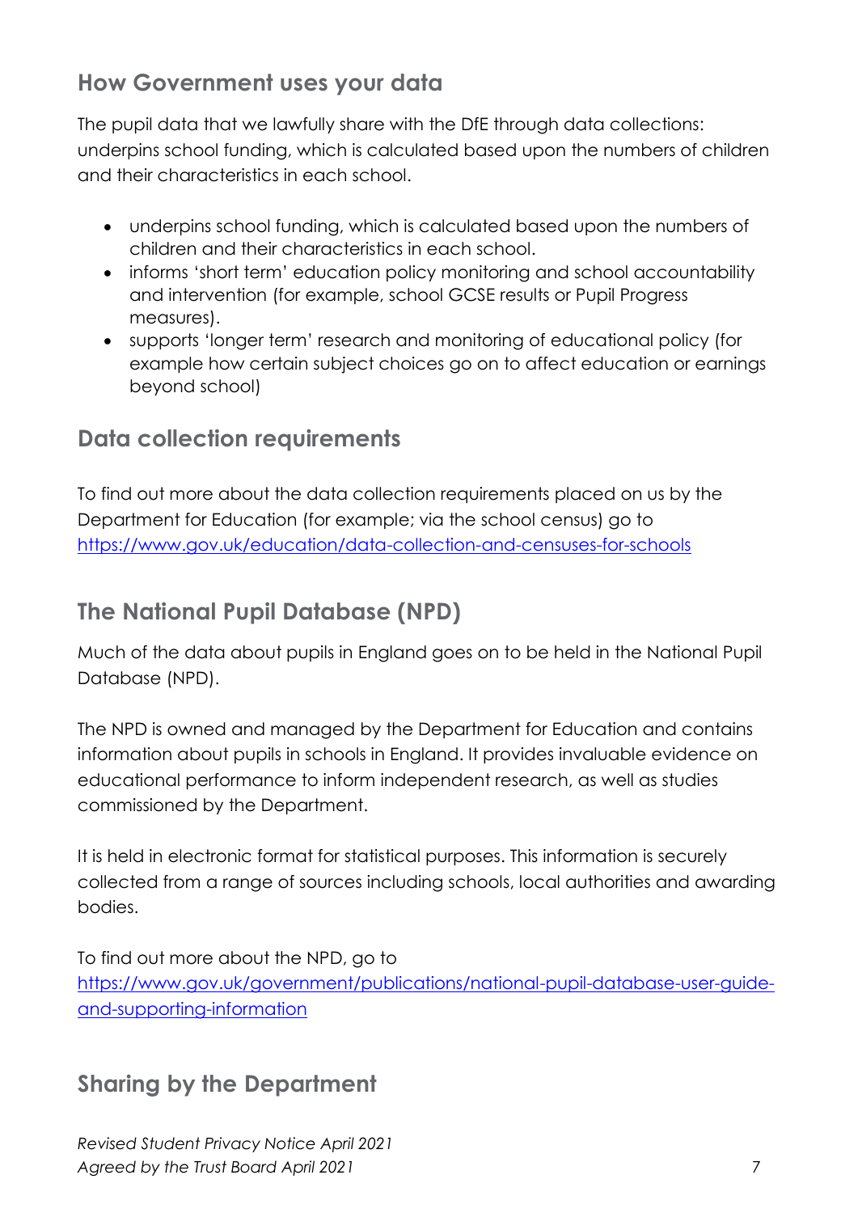## How Government uses your data

The pupil data that we lawfully share with the DfE through data collections: underpins school funding, which is calculated based upon the numbers of children and their characteristics in each school.

- underpins school funding, which is calculated based upon the numbers of children and their characteristics in each school.
- informs 'short term' education policy monitoring and school accountability and intervention (for example, school GCSE results or Pupil Progress measures).
- supports 'longer term' research and monitoring of educational policy (for example how certain subject choices go on to affect education or earnings beyond school)

## Data collection requirements

To find out more about the data collection requirements placed on us by the Department for Education (for example; via the school census) go to [https://www.gov.uk/education/data-collection-and-censuses-for-schools](https://www.gov.uk/education/data-collection-and-censuses-for-schools)

## The National Pupil Database (NPD)

Much of the data about pupils in England goes on to be held in the National Pupil Database (NPD).

The NPD is owned and managed by the Department for Education and contains information about pupils in schools in England. It provides invaluable evidence on educational performance to inform independent research, as well as studies commissioned by the Department.

It is held in electronic format for statistical purposes. This information is securely collected from a range of sources including schools, local authorities and awarding bodies.

To find out more about the NPD, go to [https://www.gov.uk/government/publications/national-pupil-database-user-guide-and-supporting-information](https://www.gov.uk/government/publications/national-pupil-database-user-guide-and-supporting-information)

## Sharing by the Department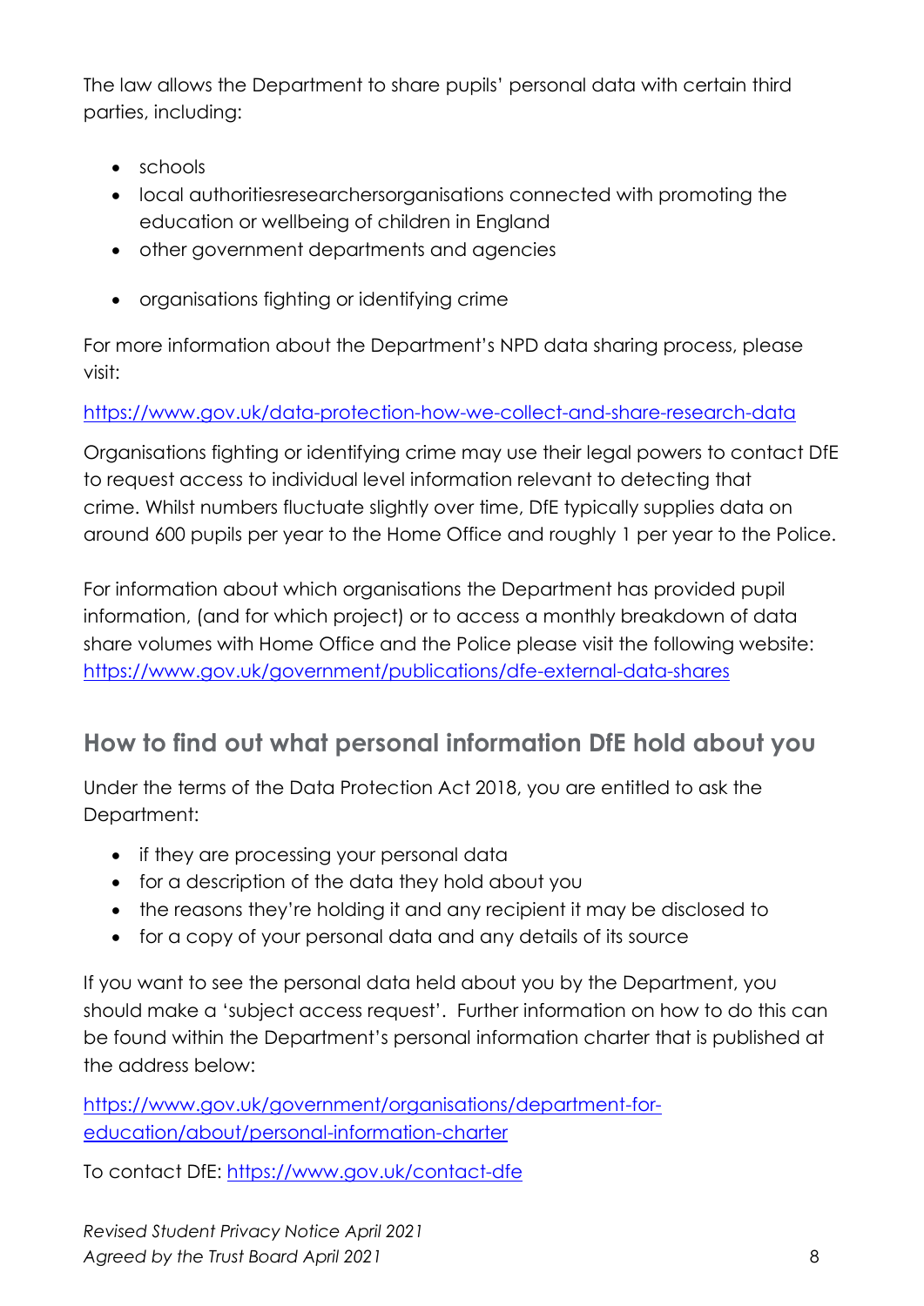The law allows the Department to share pupils' personal data with certain third parties, including:

- schools
- local authoritiesresearchersorganisations connected with promoting the education or wellbeing of children in England
- other government departments and agencies
- organisations fighting or identifying crime

For more information about the Department's NPD data sharing process, please visit:

https://www.gov.uk/data-protection-how-we-collect-and-share-research-data

Organisations fighting or identifying crime may use their legal powers to contact DfE to request access to individual level information relevant to detecting that crime. Whilst numbers fluctuate slightly over time, DfE typically supplies data on around 600 pupils per year to the Home Office and roughly 1 per year to the Police.

For information about which organisations the Department has provided pupil information, (and for which project) or to access a monthly breakdown of data share volumes with Home Office and the Police please visit the following website: https://www.gov.uk/government/publications/dfe-external-data-shares

## How to find out what personal information DfE hold about you

Under the terms of the Data Protection Act 2018, you are entitled to ask the Department:

- if they are processing your personal data
- for a description of the data they hold about you
- the reasons they're holding it and any recipient it may be disclosed to
- for a copy of your personal data and any details of its source

If you want to see the personal data held about you by the Department, you should make a 'subject access request'. Further information on how to do this can be found within the Department's personal information charter that is published at the address below:

https://www.gov.uk/government/organisations/department-for-education/about/personal-information-charter

To contact DfE: https://www.gov.uk/contact-dfe

*Revised Student Privacy Notice April 2021*
*Agreed by the Trust Board April 2021*